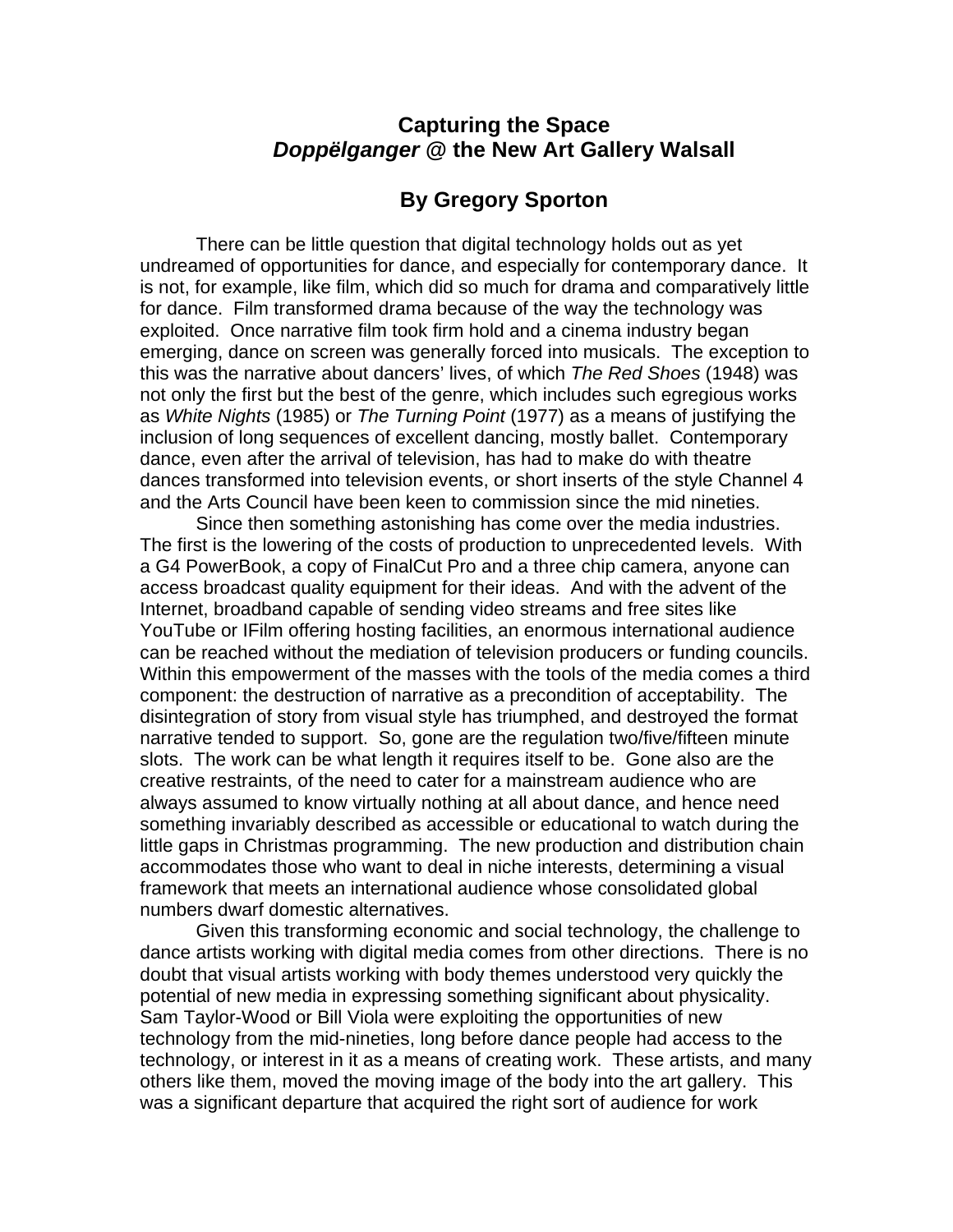# Capturing the Space
## *Doppëlganger* @ the New Art Gallery Walsall

### By Gregory Sporton

There can be little question that digital technology holds out as yet undreamed of opportunities for dance, and especially for contemporary dance. It is not, for example, like film, which did so much for drama and comparatively little for dance. Film transformed drama because of the way the technology was exploited. Once narrative film took firm hold and a cinema industry began emerging, dance on screen was generally forced into musicals. The exception to this was the narrative about dancers' lives, of which *The Red Shoes* (1948) was not only the first but the best of the genre, which includes such egregious works as *White Nights* (1985) or *The Turning Point* (1977) as a means of justifying the inclusion of long sequences of excellent dancing, mostly ballet. Contemporary dance, even after the arrival of television, has had to make do with theatre dances transformed into television events, or short inserts of the style Channel 4 and the Arts Council have been keen to commission since the mid nineties.

Since then something astonishing has come over the media industries. The first is the lowering of the costs of production to unprecedented levels. With a G4 PowerBook, a copy of FinalCut Pro and a three chip camera, anyone can access broadcast quality equipment for their ideas. And with the advent of the Internet, broadband capable of sending video streams and free sites like YouTube or IFilm offering hosting facilities, an enormous international audience can be reached without the mediation of television producers or funding councils. Within this empowerment of the masses with the tools of the media comes a third component: the destruction of narrative as a precondition of acceptability. The disintegration of story from visual style has triumphed, and destroyed the format narrative tended to support. So, gone are the regulation two/five/fifteen minute slots. The work can be what length it requires itself to be. Gone also are the creative restraints, of the need to cater for a mainstream audience who are always assumed to know virtually nothing at all about dance, and hence need something invariably described as accessible or educational to watch during the little gaps in Christmas programming. The new production and distribution chain accommodates those who want to deal in niche interests, determining a visual framework that meets an international audience whose consolidated global numbers dwarf domestic alternatives.

Given this transforming economic and social technology, the challenge to dance artists working with digital media comes from other directions. There is no doubt that visual artists working with body themes understood very quickly the potential of new media in expressing something significant about physicality. Sam Taylor-Wood or Bill Viola were exploiting the opportunities of new technology from the mid-nineties, long before dance people had access to the technology, or interest in it as a means of creating work. These artists, and many others like them, moved the moving image of the body into the art gallery. This was a significant departure that acquired the right sort of audience for work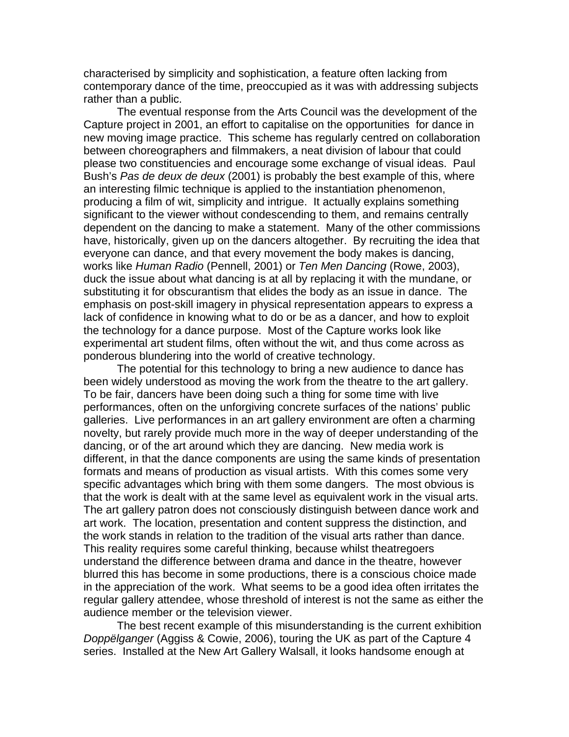characterised by simplicity and sophistication, a feature often lacking from contemporary dance of the time, preoccupied as it was with addressing subjects rather than a public.

The eventual response from the Arts Council was the development of the Capture project in 2001, an effort to capitalise on the opportunities for dance in new moving image practice. This scheme has regularly centred on collaboration between choreographers and filmmakers, a neat division of labour that could please two constituencies and encourage some exchange of visual ideas. Paul Bush's *Pas de deux de deux* (2001) is probably the best example of this, where an interesting filmic technique is applied to the instantiation phenomenon, producing a film of wit, simplicity and intrigue. It actually explains something significant to the viewer without condescending to them, and remains centrally dependent on the dancing to make a statement. Many of the other commissions have, historically, given up on the dancers altogether. By recruiting the idea that everyone can dance, and that every movement the body makes is dancing, works like *Human Radio* (Pennell, 2001) or *Ten Men Dancing* (Rowe, 2003), duck the issue about what dancing is at all by replacing it with the mundane, or substituting it for obscurantism that elides the body as an issue in dance. The emphasis on post-skill imagery in physical representation appears to express a lack of confidence in knowing what to do or be as a dancer, and how to exploit the technology for a dance purpose. Most of the Capture works look like experimental art student films, often without the wit, and thus come across as ponderous blundering into the world of creative technology.

The potential for this technology to bring a new audience to dance has been widely understood as moving the work from the theatre to the art gallery. To be fair, dancers have been doing such a thing for some time with live performances, often on the unforgiving concrete surfaces of the nations' public galleries. Live performances in an art gallery environment are often a charming novelty, but rarely provide much more in the way of deeper understanding of the dancing, or of the art around which they are dancing. New media work is different, in that the dance components are using the same kinds of presentation formats and means of production as visual artists. With this comes some very specific advantages which bring with them some dangers. The most obvious is that the work is dealt with at the same level as equivalent work in the visual arts. The art gallery patron does not consciously distinguish between dance work and art work. The location, presentation and content suppress the distinction, and the work stands in relation to the tradition of the visual arts rather than dance. This reality requires some careful thinking, because whilst theatregoers understand the difference between drama and dance in the theatre, however blurred this has become in some productions, there is a conscious choice made in the appreciation of the work. What seems to be a good idea often irritates the regular gallery attendee, whose threshold of interest is not the same as either the audience member or the television viewer.

The best recent example of this misunderstanding is the current exhibition *Doppëlganger* (Aggiss & Cowie, 2006), touring the UK as part of the Capture 4 series. Installed at the New Art Gallery Walsall, it looks handsome enough at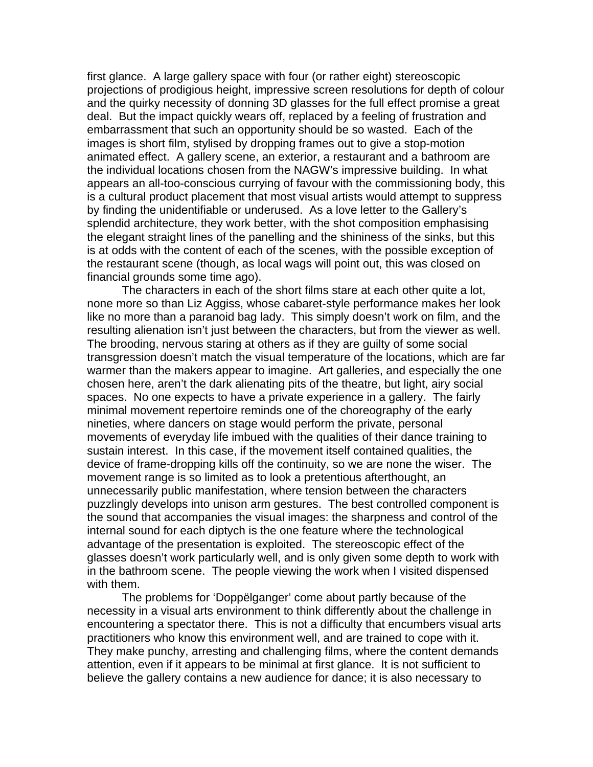first glance. A large gallery space with four (or rather eight) stereoscopic projections of prodigious height, impressive screen resolutions for depth of colour and the quirky necessity of donning 3D glasses for the full effect promise a great deal. But the impact quickly wears off, replaced by a feeling of frustration and embarrassment that such an opportunity should be so wasted. Each of the images is short film, stylised by dropping frames out to give a stop-motion animated effect. A gallery scene, an exterior, a restaurant and a bathroom are the individual locations chosen from the NAGW's impressive building. In what appears an all-too-conscious currying of favour with the commissioning body, this is a cultural product placement that most visual artists would attempt to suppress by finding the unidentifiable or underused. As a love letter to the Gallery's splendid architecture, they work better, with the shot composition emphasising the elegant straight lines of the panelling and the shininess of the sinks, but this is at odds with the content of each of the scenes, with the possible exception of the restaurant scene (though, as local wags will point out, this was closed on financial grounds some time ago).

The characters in each of the short films stare at each other quite a lot, none more so than Liz Aggiss, whose cabaret-style performance makes her look like no more than a paranoid bag lady. This simply doesn't work on film, and the resulting alienation isn't just between the characters, but from the viewer as well. The brooding, nervous staring at others as if they are guilty of some social transgression doesn't match the visual temperature of the locations, which are far warmer than the makers appear to imagine. Art galleries, and especially the one chosen here, aren't the dark alienating pits of the theatre, but light, airy social spaces. No one expects to have a private experience in a gallery. The fairly minimal movement repertoire reminds one of the choreography of the early nineties, where dancers on stage would perform the private, personal movements of everyday life imbued with the qualities of their dance training to sustain interest. In this case, if the movement itself contained qualities, the device of frame-dropping kills off the continuity, so we are none the wiser. The movement range is so limited as to look a pretentious afterthought, an unnecessarily public manifestation, where tension between the characters puzzlingly develops into unison arm gestures. The best controlled component is the sound that accompanies the visual images: the sharpness and control of the internal sound for each diptych is the one feature where the technological advantage of the presentation is exploited. The stereoscopic effect of the glasses doesn't work particularly well, and is only given some depth to work with in the bathroom scene. The people viewing the work when I visited dispensed with them.

The problems for 'Doppëlganger' come about partly because of the necessity in a visual arts environment to think differently about the challenge in encountering a spectator there. This is not a difficulty that encumbers visual arts practitioners who know this environment well, and are trained to cope with it. They make punchy, arresting and challenging films, where the content demands attention, even if it appears to be minimal at first glance. It is not sufficient to believe the gallery contains a new audience for dance; it is also necessary to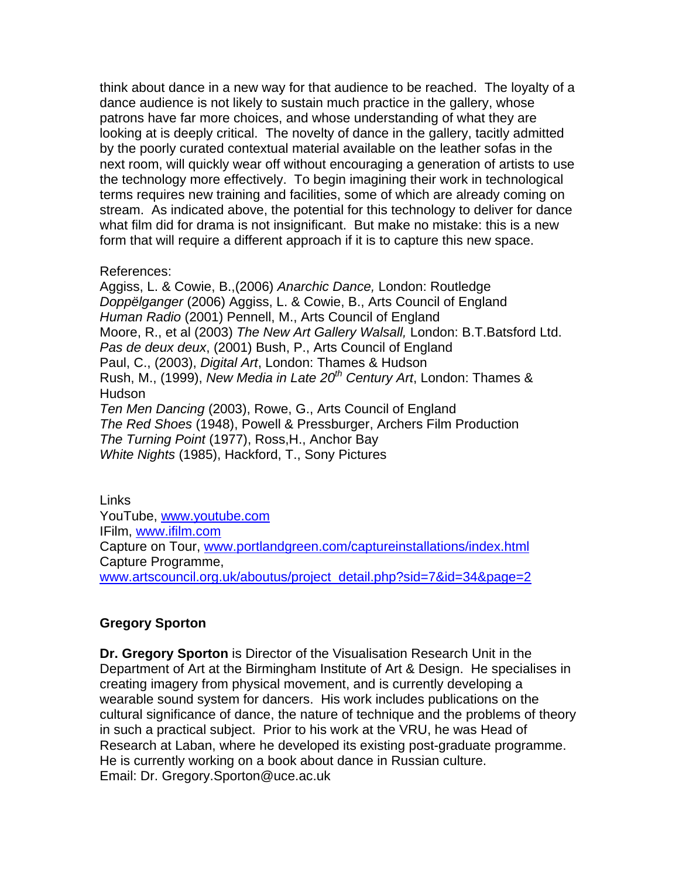think about dance in a new way for that audience to be reached. The loyalty of a dance audience is not likely to sustain much practice in the gallery, whose patrons have far more choices, and whose understanding of what they are looking at is deeply critical. The novelty of dance in the gallery, tacitly admitted by the poorly curated contextual material available on the leather sofas in the next room, will quickly wear off without encouraging a generation of artists to use the technology more effectively. To begin imagining their work in technological terms requires new training and facilities, some of which are already coming on stream. As indicated above, the potential for this technology to deliver for dance what film did for drama is not insignificant. But make no mistake: this is a new form that will require a different approach if it is to capture this new space.

References:

Aggiss, L. & Cowie, B.,(2006) *Anarchic Dance,* London: Routledge
*Doppëlganger* (2006) Aggiss, L. & Cowie, B., Arts Council of England
*Human Radio* (2001) Pennell, M., Arts Council of England
Moore, R., et al (2003) *The New Art Gallery Walsall,* London: B.T.Batsford Ltd.
*Pas de deux deux*, (2001) Bush, P., Arts Council of England
Paul, C., (2003), *Digital Art*, London: Thames & Hudson
Rush, M., (1999), *New Media in Late 20th Century Art*, London: Thames & Hudson
*Ten Men Dancing* (2003), Rowe, G., Arts Council of England
*The Red Shoes* (1948), Powell & Pressburger, Archers Film Production
*The Turning Point* (1977), Ross,H., Anchor Bay
*White Nights* (1985), Hackford, T., Sony Pictures

Links

YouTube, www.youtube.com
IFilm, www.ifilm.com
Capture on Tour, www.portlandgreen.com/captureinstallations/index.html
Capture Programme, www.artscouncil.org.uk/aboutus/project_detail.php?sid=7&id=34&page=2

**Gregory Sporton**

**Dr. Gregory Sporton** is Director of the Visualisation Research Unit in the Department of Art at the Birmingham Institute of Art & Design. He specialises in creating imagery from physical movement, and is currently developing a wearable sound system for dancers. His work includes publications on the cultural significance of dance, the nature of technique and the problems of theory in such a practical subject. Prior to his work at the VRU, he was Head of Research at Laban, where he developed its existing post-graduate programme. He is currently working on a book about dance in Russian culture.
Email: Dr. Gregory.Sporton@uce.ac.uk